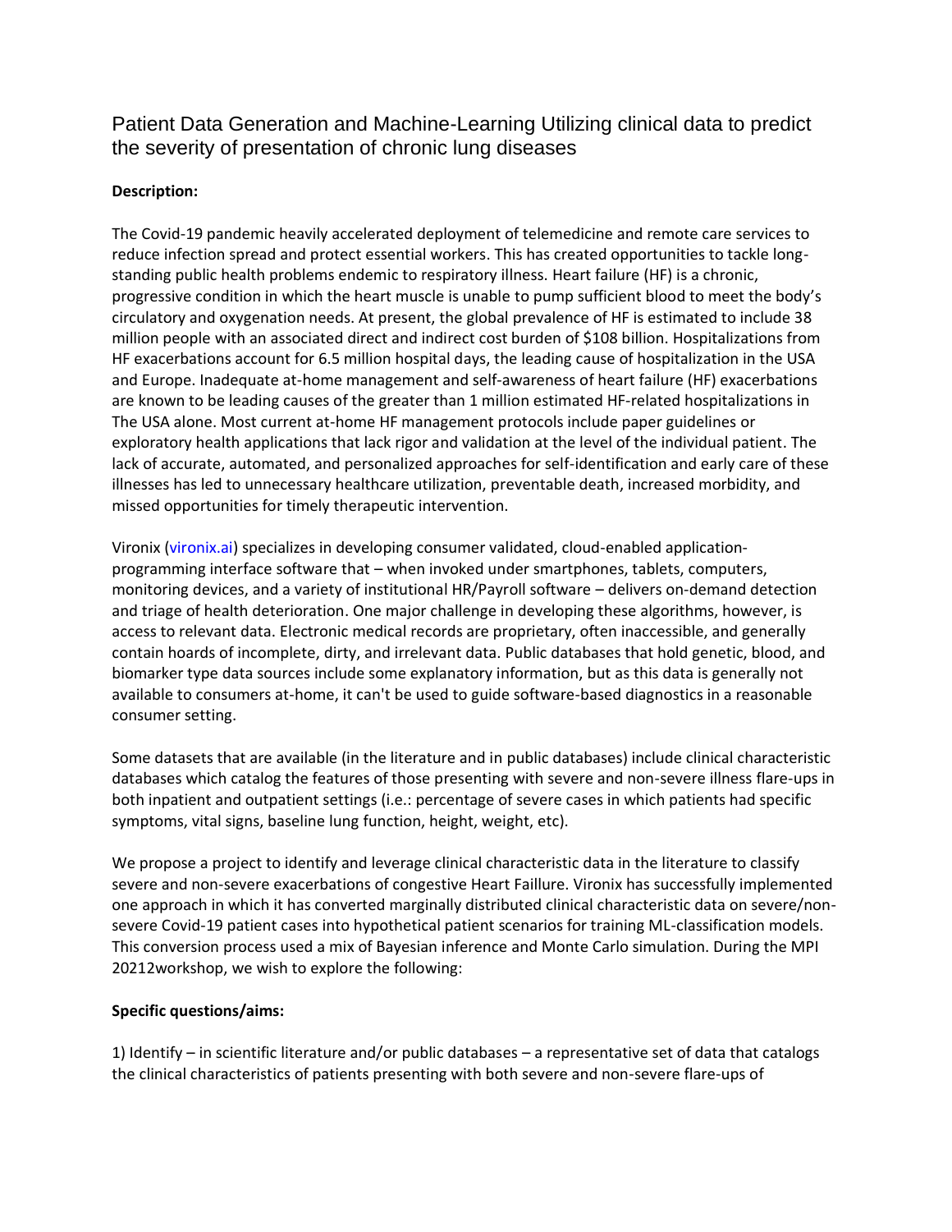# Patient Data Generation and Machine-Learning Utilizing clinical data to predict the severity of presentation of chronic lung diseases

**Description:**

The Covid-19 pandemic heavily accelerated deployment of telemedicine and remote care services to reduce infection spread and protect essential workers. This has created opportunities to tackle long-standing public health problems endemic to respiratory illness. Heart failure (HF) is a chronic, progressive condition in which the heart muscle is unable to pump sufficient blood to meet the body's circulatory and oxygenation needs. At present, the global prevalence of HF is estimated to include 38 million people with an associated direct and indirect cost burden of $108 billion. Hospitalizations from HF exacerbations account for 6.5 million hospital days, the leading cause of hospitalization in the USA and Europe. Inadequate at-home management and self-awareness of heart failure (HF) exacerbations are known to be leading causes of the greater than 1 million estimated HF-related hospitalizations in The USA alone. Most current at-home HF management protocols include paper guidelines or exploratory health applications that lack rigor and validation at the level of the individual patient. The lack of accurate, automated, and personalized approaches for self-identification and early care of these illnesses has led to unnecessary healthcare utilization, preventable death, increased morbidity, and missed opportunities for timely therapeutic intervention.

Vironix (vironix.ai) specializes in developing consumer validated, cloud-enabled application-programming interface software that – when invoked under smartphones, tablets, computers, monitoring devices, and a variety of institutional HR/Payroll software – delivers on-demand detection and triage of health deterioration. One major challenge in developing these algorithms, however, is access to relevant data. Electronic medical records are proprietary, often inaccessible, and generally contain hoards of incomplete, dirty, and irrelevant data. Public databases that hold genetic, blood, and biomarker type data sources include some explanatory information, but as this data is generally not available to consumers at-home, it can't be used to guide software-based diagnostics in a reasonable consumer setting.

Some datasets that are available (in the literature and in public databases) include clinical characteristic databases which catalog the features of those presenting with severe and non-severe illness flare-ups in both inpatient and outpatient settings (i.e.: percentage of severe cases in which patients had specific symptoms, vital signs, baseline lung function, height, weight, etc).

We propose a project to identify and leverage clinical characteristic data in the literature to classify severe and non-severe exacerbations of congestive Heart Faillure. Vironix has successfully implemented one approach in which it has converted marginally distributed clinical characteristic data on severe/non-severe Covid-19 patient cases into hypothetical patient scenarios for training ML-classification models. This conversion process used a mix of Bayesian inference and Monte Carlo simulation. During the MPI 20212workshop, we wish to explore the following:

**Specific questions/aims:**

1) Identify – in scientific literature and/or public databases – a representative set of data that catalogs the clinical characteristics of patients presenting with both severe and non-severe flare-ups of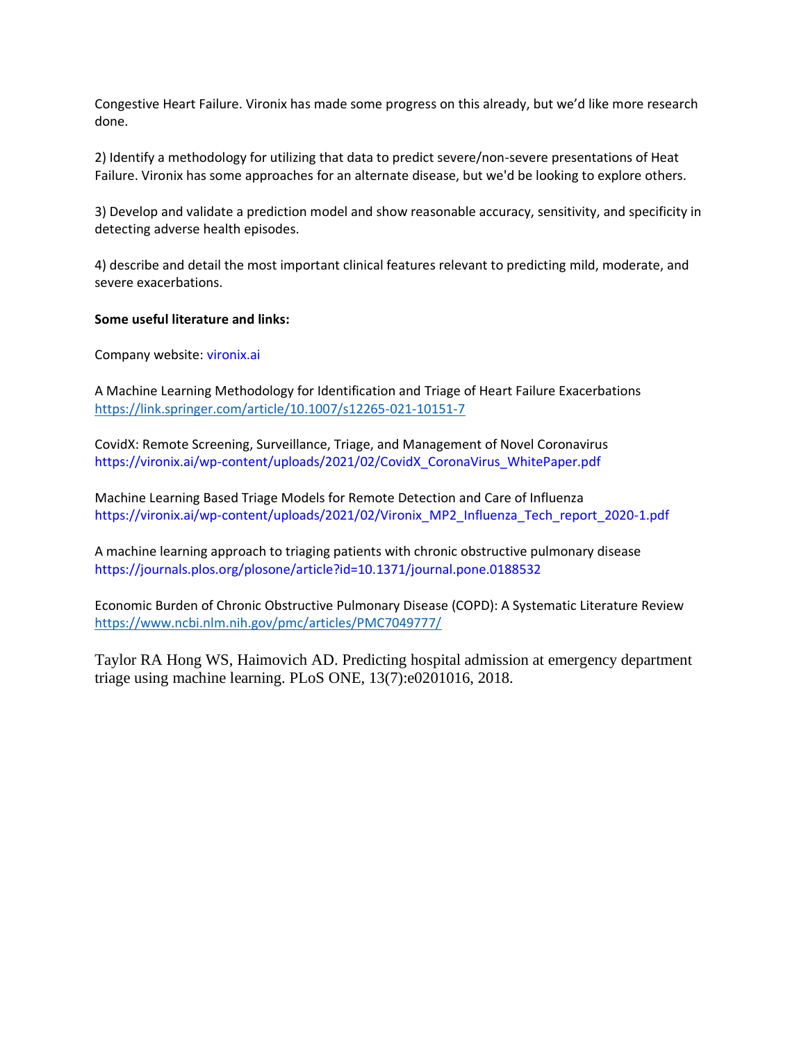Congestive Heart Failure. Vironix has made some progress on this already, but we'd like more research done.

2) Identify a methodology for utilizing that data to predict severe/non-severe presentations of Heat Failure. Vironix has some approaches for an alternate disease, but we'd be looking to explore others.

3) Develop and validate a prediction model and show reasonable accuracy, sensitivity, and specificity in detecting adverse health episodes.

4) describe and detail the most important clinical features relevant to predicting mild, moderate, and severe exacerbations.

**Some useful literature and links:**

Company website: vironix.ai

A Machine Learning Methodology for Identification and Triage of Heart Failure Exacerbations
https://link.springer.com/article/10.1007/s12265-021-10151-7

CovidX: Remote Screening, Surveillance, Triage, and Management of Novel Coronavirus
https://vironix.ai/wp-content/uploads/2021/02/CovidX_CoronaVirus_WhitePaper.pdf

Machine Learning Based Triage Models for Remote Detection and Care of Influenza
https://vironix.ai/wp-content/uploads/2021/02/Vironix_MP2_Influenza_Tech_report_2020-1.pdf

A machine learning approach to triaging patients with chronic obstructive pulmonary disease
https://journals.plos.org/plosone/article?id=10.1371/journal.pone.0188532

Economic Burden of Chronic Obstructive Pulmonary Disease (COPD): A Systematic Literature Review
https://www.ncbi.nlm.nih.gov/pmc/articles/PMC7049777/

Taylor RA Hong WS, Haimovich AD. Predicting hospital admission at emergency department triage using machine learning. PLoS ONE, 13(7):e0201016, 2018.